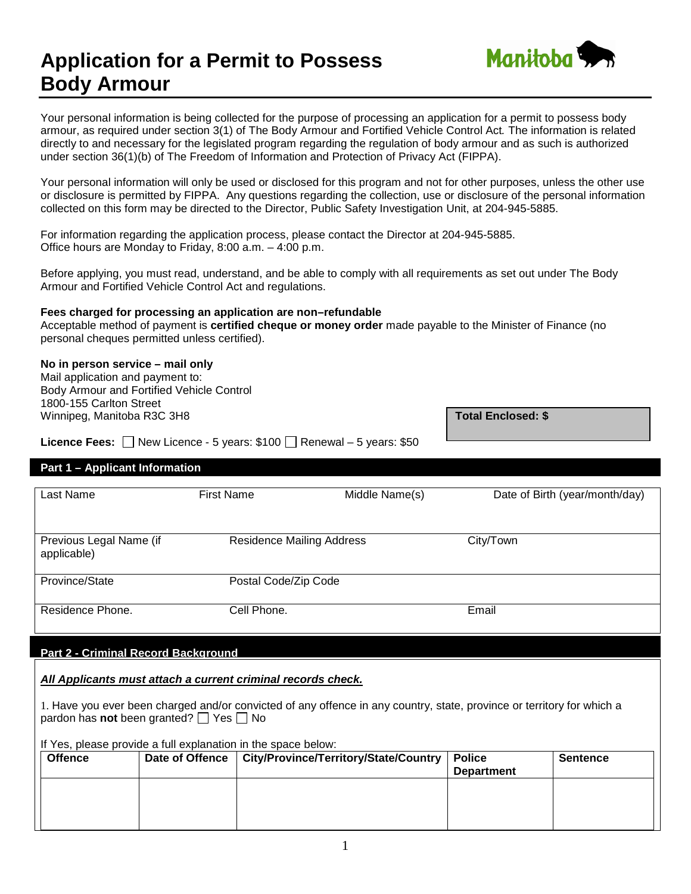# Application for a Permit to Possess Body Armour

Manitoba

Your personal information is being collected for the purpose of processing an application for a permit to possess body armour, as required under section 3(1) of The Body Armour and Fortified Vehicle Control Act. The information is related directly to and necessary for the legislated program regarding the regulation of body armour and as such is authorized under section 36(1)(b) of The Freedom of Information and Protection of Privacy Act (FIPPA).

Your personal information will only be used or disclosed for this program and not for other purposes, unless the other use or disclosure is permitted by FIPPA. Any questions regarding the collection, use or disclosure of the personal information collected on this form may be directed to the Director, Public Safety Investigation Unit, at 204-945-5885.

For information regarding the application process, please contact the Director at 204-945-5885.
Office hours are Monday to Friday, 8:00 a.m. – 4:00 p.m.

Before applying, you must read, understand, and be able to comply with all requirements as set out under The Body Armour and Fortified Vehicle Control Act and regulations.

**Fees charged for processing an application are non–refundable**
Acceptable method of payment is **certified cheque or money order** made payable to the Minister of Finance (no personal cheques permitted unless certified).

**No in person service – mail only**
Mail application and payment to:
Body Armour and Fortified Vehicle Control
1800-155 Carlton Street
Winnipeg, Manitoba R3C 3H8

**Total Enclosed: $**

**Licence Fees:** ☐ New Licence - 5 years: $100 ☐ Renewal – 5 years: $50

## Part 1 – Applicant Information

| Last Name | First Name | Middle Name(s) | Date of Birth (year/month/day) |
|---|---|---|---|
| | | | |

| Previous Legal Name (if applicable) | Residence Mailing Address | City/Town |
|---|---|---|
| | | |

| Province/State | Postal Code/Zip Code |
|---|---|
| | |

| Residence Phone. | Cell Phone. | Email |
|---|---|---|
| | | |

## Part 2 - Criminal Record Background

***All Applicants must attach a current criminal records check.***

1. Have you ever been charged and/or convicted of any offence in any country, state, province or territory for which a pardon has **not** been granted? ☐ Yes ☐ No

If Yes, please provide a full explanation in the space below:

| Offence | Date of Offence | City/Province/Territory/State/Country | Police Department | Sentence |
|---|---|---|---|---|
| | | | | |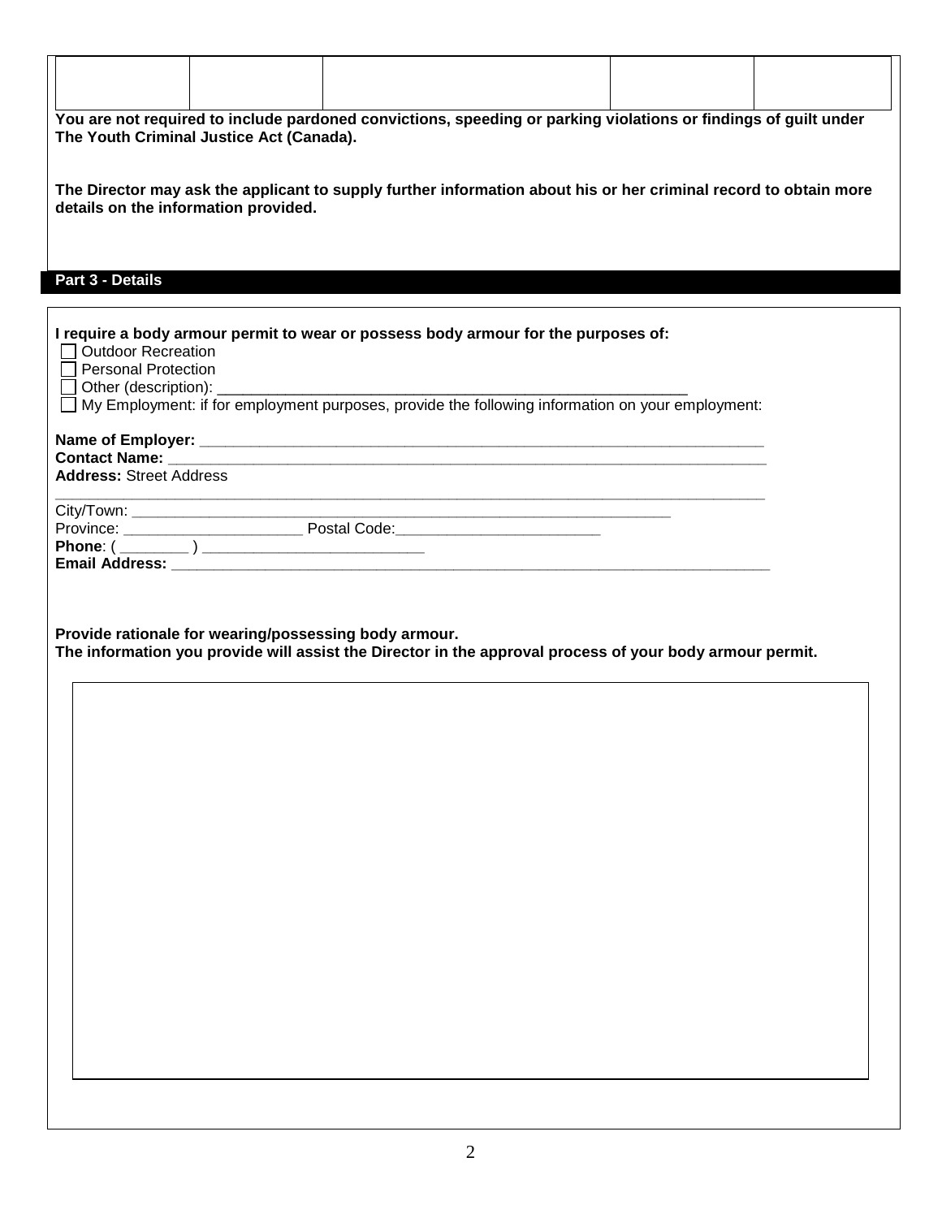| | | | | |
|---|---|---|---|---|
| | | | | |

**You are not required to include pardoned convictions, speeding or parking violations or findings of guilt under The Youth Criminal Justice Act (Canada).**

**The Director may ask the applicant to supply further information about his or her criminal record to obtain more details on the information provided.**

## Part 3 - Details

**I require a body armour permit to wear or possess body armour for the purposes of:**

- ☐ Outdoor Recreation
- ☐ Personal Protection
- ☐ Other (description): ____________________________________________________
- ☐ My Employment: if for employment purposes, provide the following information on your employment:

**Name of Employer:** ______________________________________________________________

**Contact Name:** _________________________________________________________________

**Address:** Street Address

_______________________________________________________________________________

City/Town: ____________________________________________________________

Province: ____________________ Postal Code:______________________

**Phone**: ( ________ ) ________________________

**Email Address:** ________________________________________________________________

**Provide rationale for wearing/possessing body armour.**
**The information you provide will assist the Director in the approval process of your body armour permit.**

| |
|---|
| |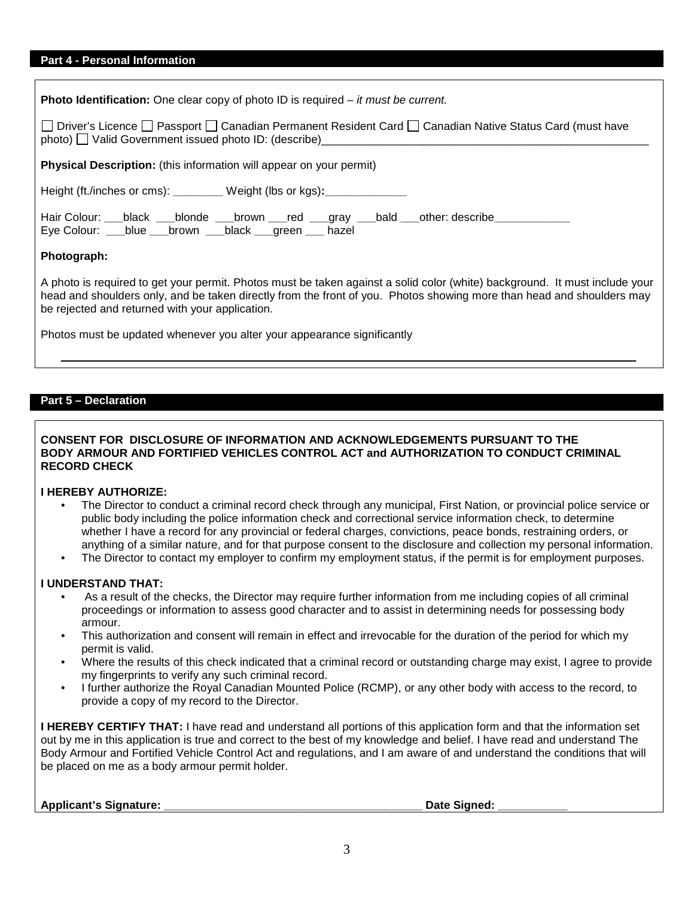## Part 4 - Personal Information

**Photo Identification:** One clear copy of photo ID is required – *it must be current.*

☐ Driver's Licence ☐ Passport ☐ Canadian Permanent Resident Card ☐ Canadian Native Status Card (must have photo) ☐ Valid Government issued photo ID: (describe)________________________________________________________

**Physical Description:** (this information will appear on your permit)

Height (ft./inches or cms): ________ Weight (lbs or kgs)**:**_____________

Hair Colour: ___black ___blonde ___brown ___red ___gray ___bald ___other: describe____________
Eye Colour: ___blue ___brown ___black ___green ___ hazel

**Photograph:**

A photo is required to get your permit. Photos must be taken against a solid color (white) background. It must include your head and shoulders only, and be taken directly from the front of you. Photos showing more than head and shoulders may be rejected and returned with your application.

Photos must be updated whenever you alter your appearance significantly

## Part 5 – Declaration

**CONSENT FOR DISCLOSURE OF INFORMATION AND ACKNOWLEDGEMENTS PURSUANT TO THE BODY ARMOUR AND FORTIFIED VEHICLES CONTROL ACT and AUTHORIZATION TO CONDUCT CRIMINAL RECORD CHECK**

**I HEREBY AUTHORIZE:**

- The Director to conduct a criminal record check through any municipal, First Nation, or provincial police service or public body including the police information check and correctional service information check, to determine whether I have a record for any provincial or federal charges, convictions, peace bonds, restraining orders, or anything of a similar nature, and for that purpose consent to the disclosure and collection my personal information.
- The Director to contact my employer to confirm my employment status, if the permit is for employment purposes.

**I UNDERSTAND THAT:**

- As a result of the checks, the Director may require further information from me including copies of all criminal proceedings or information to assess good character and to assist in determining needs for possessing body armour.
- This authorization and consent will remain in effect and irrevocable for the duration of the period for which my permit is valid.
- Where the results of this check indicated that a criminal record or outstanding charge may exist, I agree to provide my fingerprints to verify any such criminal record.
- I further authorize the Royal Canadian Mounted Police (RCMP), or any other body with access to the record, to provide a copy of my record to the Director.

**I HEREBY CERTIFY THAT:** I have read and understand all portions of this application form and that the information set out by me in this application is true and correct to the best of my knowledge and belief. I have read and understand The Body Armour and Fortified Vehicle Control Act and regulations, and I am aware of and understand the conditions that will be placed on me as a body armour permit holder.

**Applicant's Signature:** ________________________________________ **Date Signed:** ___________